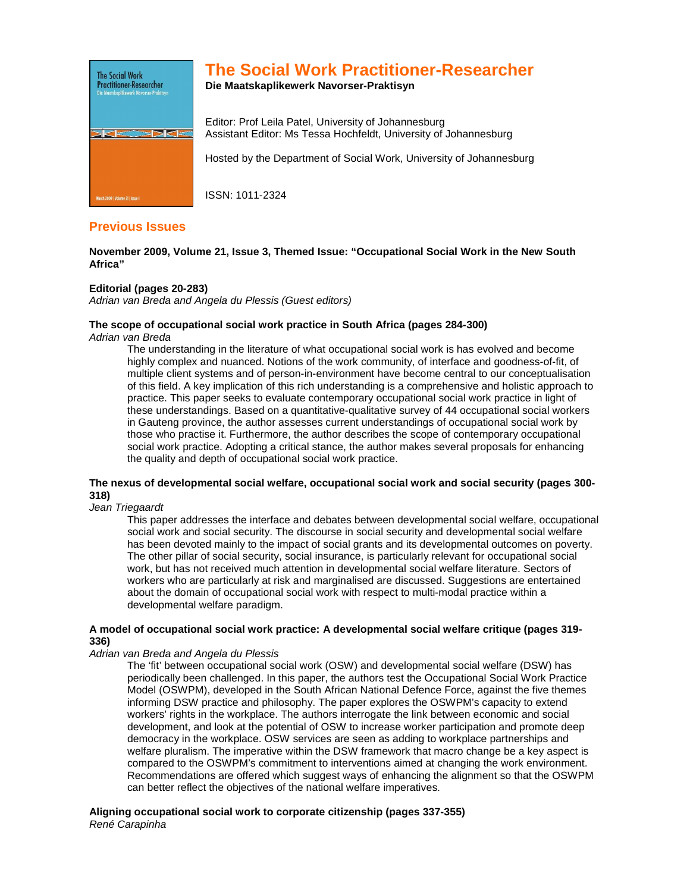# The Social Work Practitioner-Researcher

**Die Maatskaplikewerk Navorser-Praktisyn**

Editor: Prof Leila Patel, University of Johannesburg
Assistant Editor: Ms Tessa Hochfeldt, University of Johannesburg

Hosted by the Department of Social Work, University of Johannesburg

ISSN: 1011-2324

## Previous Issues

**November 2009, Volume 21, Issue 3, Themed Issue: "Occupational Social Work in the New South Africa"**

**Editorial (pages 20-283)**
*Adrian van Breda and Angela du Plessis (Guest editors)*

**The scope of occupational social work practice in South Africa (pages 284-300)**
*Adrian van Breda*

The understanding in the literature of what occupational social work is has evolved and become highly complex and nuanced. Notions of the work community, of interface and goodness-of-fit, of multiple client systems and of person-in-environment have become central to our conceptualisation of this field. A key implication of this rich understanding is a comprehensive and holistic approach to practice. This paper seeks to evaluate contemporary occupational social work practice in light of these understandings. Based on a quantitative-qualitative survey of 44 occupational social workers in Gauteng province, the author assesses current understandings of occupational social work by those who practise it. Furthermore, the author describes the scope of contemporary occupational social work practice. Adopting a critical stance, the author makes several proposals for enhancing the quality and depth of occupational social work practice.

**The nexus of developmental social welfare, occupational social work and social security (pages 300-318)**
*Jean Triegaardt*

This paper addresses the interface and debates between developmental social welfare, occupational social work and social security. The discourse in social security and developmental social welfare has been devoted mainly to the impact of social grants and its developmental outcomes on poverty. The other pillar of social security, social insurance, is particularly relevant for occupational social work, but has not received much attention in developmental social welfare literature. Sectors of workers who are particularly at risk and marginalised are discussed. Suggestions are entertained about the domain of occupational social work with respect to multi-modal practice within a developmental welfare paradigm.

**A model of occupational social work practice: A developmental social welfare critique (pages 319-336)**
*Adrian van Breda and Angela du Plessis*

The 'fit' between occupational social work (OSW) and developmental social welfare (DSW) has periodically been challenged. In this paper, the authors test the Occupational Social Work Practice Model (OSWPM), developed in the South African National Defence Force, against the five themes informing DSW practice and philosophy. The paper explores the OSWPM's capacity to extend workers' rights in the workplace. The authors interrogate the link between economic and social development, and look at the potential of OSW to increase worker participation and promote deep democracy in the workplace. OSW services are seen as adding to workplace partnerships and welfare pluralism. The imperative within the DSW framework that macro change be a key aspect is compared to the OSWPM's commitment to interventions aimed at changing the work environment. Recommendations are offered which suggest ways of enhancing the alignment so that the OSWPM can better reflect the objectives of the national welfare imperatives.

**Aligning occupational social work to corporate citizenship (pages 337-355)**
*René Carapinha*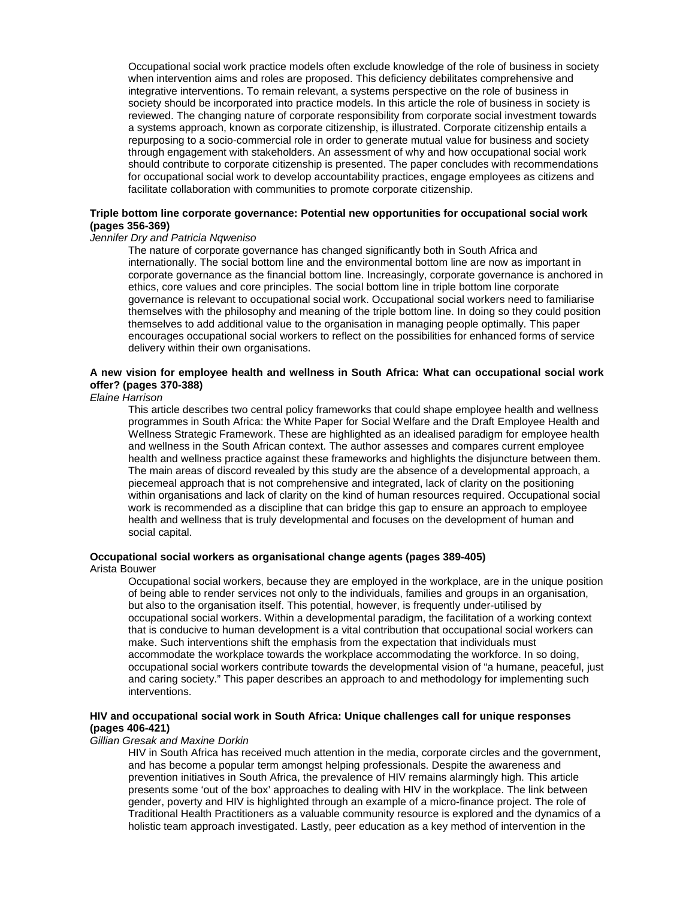Occupational social work practice models often exclude knowledge of the role of business in society when intervention aims and roles are proposed. This deficiency debilitates comprehensive and integrative interventions. To remain relevant, a systems perspective on the role of business in society should be incorporated into practice models. In this article the role of business in society is reviewed. The changing nature of corporate responsibility from corporate social investment towards a systems approach, known as corporate citizenship, is illustrated. Corporate citizenship entails a repurposing to a socio-commercial role in order to generate mutual value for business and society through engagement with stakeholders. An assessment of why and how occupational social work should contribute to corporate citizenship is presented. The paper concludes with recommendations for occupational social work to develop accountability practices, engage employees as citizens and facilitate collaboration with communities to promote corporate citizenship.

**Triple bottom line corporate governance: Potential new opportunities for occupational social work (pages 356-369)**

*Jennifer Dry and Patricia Nqweniso*

The nature of corporate governance has changed significantly both in South Africa and internationally. The social bottom line and the environmental bottom line are now as important in corporate governance as the financial bottom line. Increasingly, corporate governance is anchored in ethics, core values and core principles. The social bottom line in triple bottom line corporate governance is relevant to occupational social work. Occupational social workers need to familiarise themselves with the philosophy and meaning of the triple bottom line. In doing so they could position themselves to add additional value to the organisation in managing people optimally. This paper encourages occupational social workers to reflect on the possibilities for enhanced forms of service delivery within their own organisations.

**A new vision for employee health and wellness in South Africa: What can occupational social work offer? (pages 370-388)**

*Elaine Harrison*

This article describes two central policy frameworks that could shape employee health and wellness programmes in South Africa: the White Paper for Social Welfare and the Draft Employee Health and Wellness Strategic Framework. These are highlighted as an idealised paradigm for employee health and wellness in the South African context. The author assesses and compares current employee health and wellness practice against these frameworks and highlights the disjuncture between them. The main areas of discord revealed by this study are the absence of a developmental approach, a piecemeal approach that is not comprehensive and integrated, lack of clarity on the positioning within organisations and lack of clarity on the kind of human resources required. Occupational social work is recommended as a discipline that can bridge this gap to ensure an approach to employee health and wellness that is truly developmental and focuses on the development of human and social capital.

**Occupational social workers as organisational change agents (pages 389-405)**

Arista Bouwer

Occupational social workers, because they are employed in the workplace, are in the unique position of being able to render services not only to the individuals, families and groups in an organisation, but also to the organisation itself. This potential, however, is frequently under-utilised by occupational social workers. Within a developmental paradigm, the facilitation of a working context that is conducive to human development is a vital contribution that occupational social workers can make. Such interventions shift the emphasis from the expectation that individuals must accommodate the workplace towards the workplace accommodating the workforce. In so doing, occupational social workers contribute towards the developmental vision of "a humane, peaceful, just and caring society." This paper describes an approach to and methodology for implementing such interventions.

**HIV and occupational social work in South Africa: Unique challenges call for unique responses (pages 406-421)**

*Gillian Gresak and Maxine Dorkin*

HIV in South Africa has received much attention in the media, corporate circles and the government, and has become a popular term amongst helping professionals. Despite the awareness and prevention initiatives in South Africa, the prevalence of HIV remains alarmingly high. This article presents some 'out of the box' approaches to dealing with HIV in the workplace. The link between gender, poverty and HIV is highlighted through an example of a micro-finance project. The role of Traditional Health Practitioners as a valuable community resource is explored and the dynamics of a holistic team approach investigated. Lastly, peer education as a key method of intervention in the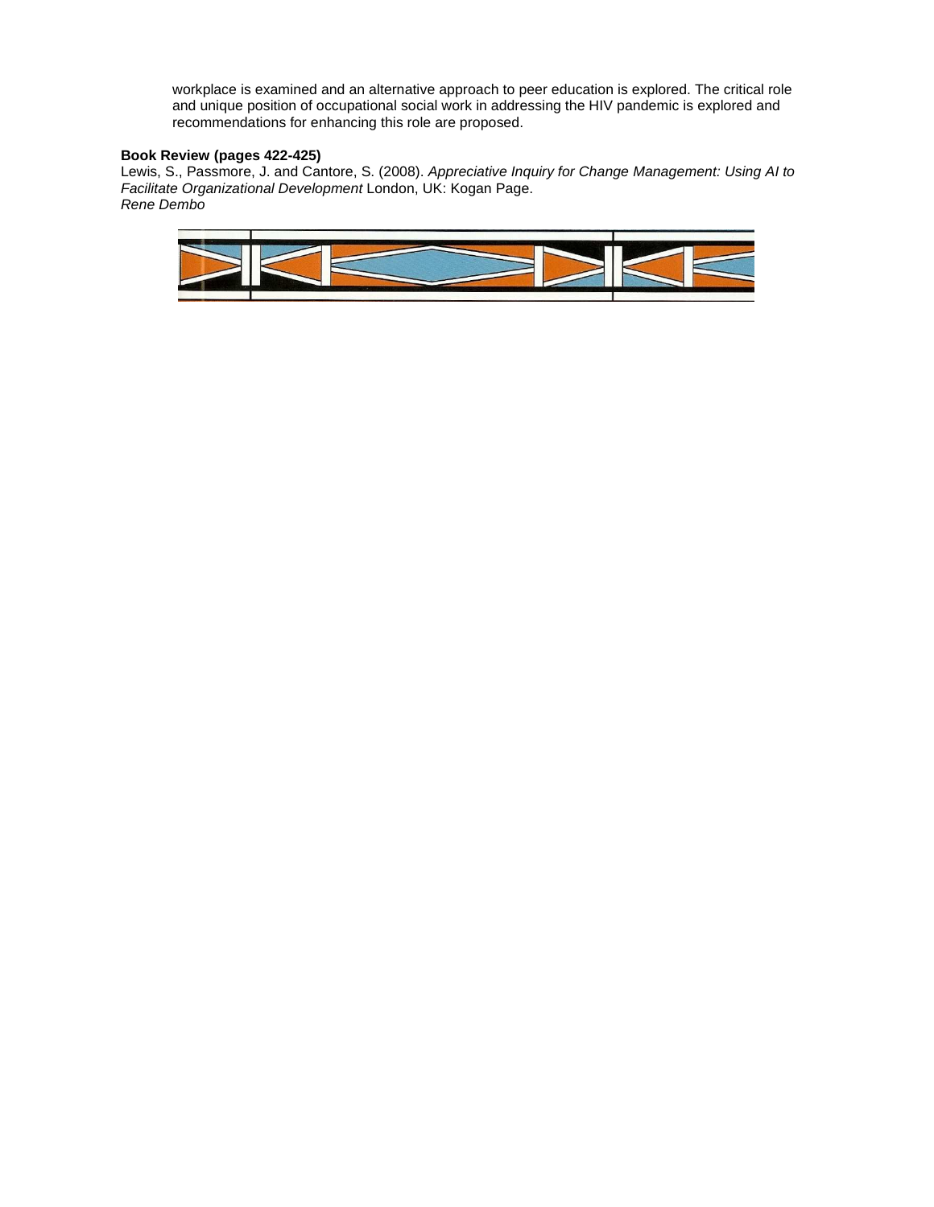workplace is examined and an alternative approach to peer education is explored. The critical role and unique position of occupational social work in addressing the HIV pandemic is explored and recommendations for enhancing this role are proposed.

**Book Review (pages 422-425)**

Lewis, S., Passmore, J. and Cantore, S. (2008). *Appreciative Inquiry for Change Management: Using AI to Facilitate Organizational Development* London, UK: Kogan Page.
*Rene Dembo*